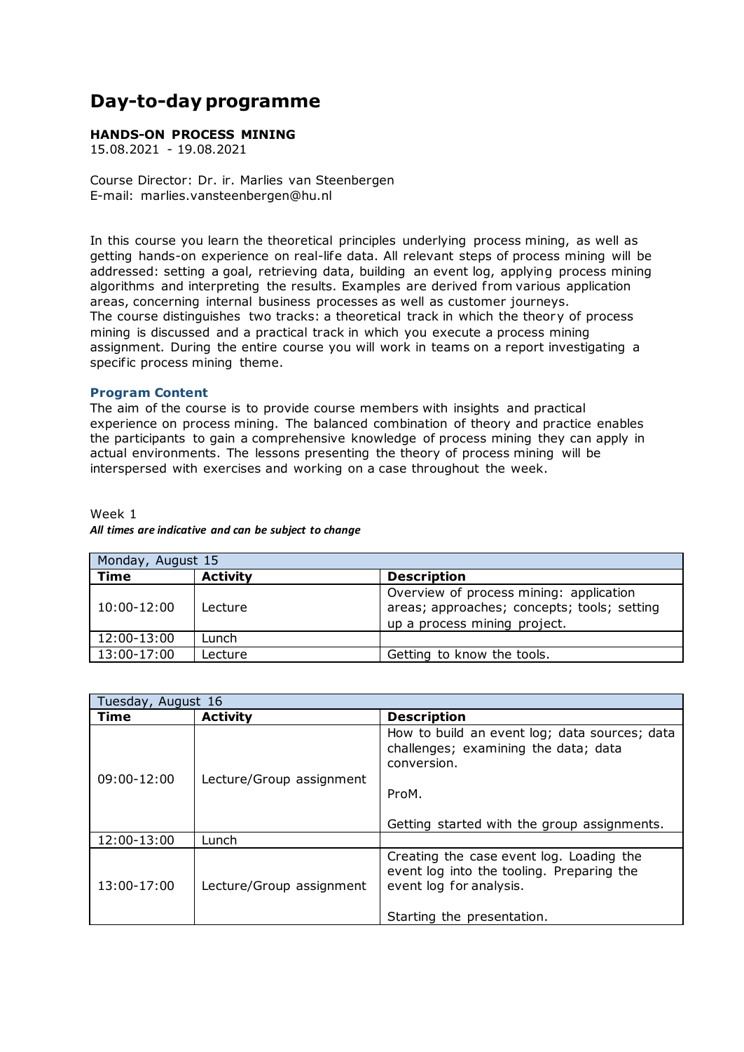# Day-to-day programme

**HANDS-ON PROCESS MINING**
15.08.2021 - 19.08.2021

Course Director: Dr. ir. Marlies van Steenbergen
E-mail: marlies.vansteenbergen@hu.nl

In this course you learn the theoretical principles underlying process mining, as well as getting hands-on experience on real-life data. All relevant steps of process mining will be addressed: setting a goal, retrieving data, building an event log, applying process mining algorithms and interpreting the results. Examples are derived from various application areas, concerning internal business processes as well as customer journeys.
The course distinguishes two tracks: a theoretical track in which the theory of process mining is discussed and a practical track in which you execute a process mining assignment. During the entire course you will work in teams on a report investigating a specific process mining theme.

### Program Content

The aim of the course is to provide course members with insights and practical experience on process mining. The balanced combination of theory and practice enables the participants to gain a comprehensive knowledge of process mining they can apply in actual environments. The lessons presenting the theory of process mining will be interspersed with exercises and working on a case throughout the week.

Week 1
***All times are indicative and can be subject to change***

| Monday, August 15 | | |
|---|---|---|
| **Time** | **Activity** | **Description** |
| 10:00-12:00 | Lecture | Overview of process mining: application areas; approaches; concepts; tools; setting up a process mining project. |
| 12:00-13:00 | Lunch | |
| 13:00-17:00 | Lecture | Getting to know the tools. |

| Tuesday, August 16 | | |
|---|---|---|
| **Time** | **Activity** | **Description** |
| 09:00-12:00 | Lecture/Group assignment | How to build an event log; data sources; data challenges; examining the data; data conversion.<br><br>ProM.<br><br>Getting started with the group assignments. |
| 12:00-13:00 | Lunch | |
| 13:00-17:00 | Lecture/Group assignment | Creating the case event log. Loading the event log into the tooling. Preparing the event log for analysis.<br><br>Starting the presentation. |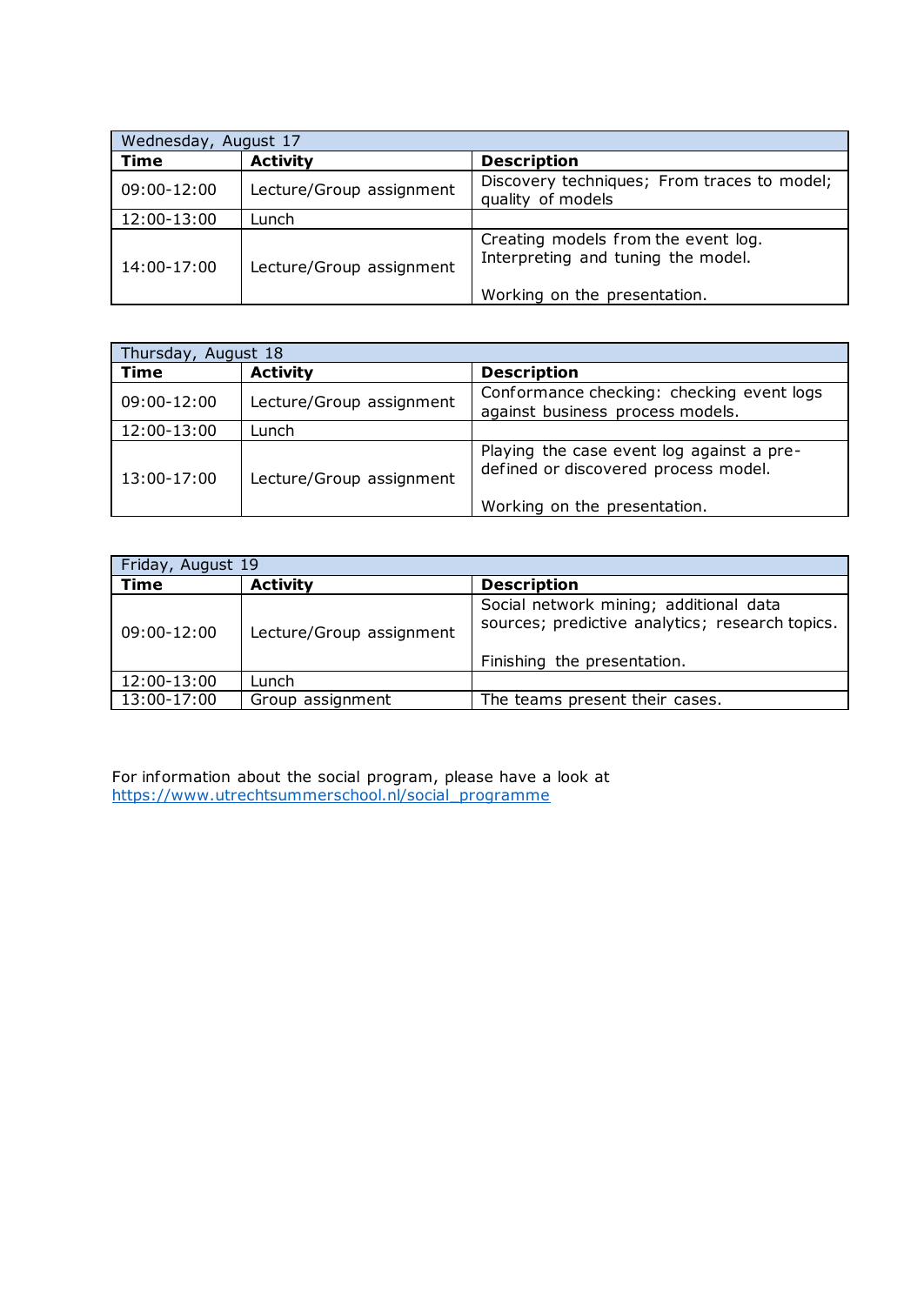| Wednesday, August 17 | | |
|---|---|---|
| **Time** | **Activity** | **Description** |
| 09:00-12:00 | Lecture/Group assignment | Discovery techniques; From traces to model; quality of models |
| 12:00-13:00 | Lunch | |
| 14:00-17:00 | Lecture/Group assignment | Creating models from the event log. Interpreting and tuning the model.<br><br>Working on the presentation. |

| Thursday, August 18 | | |
|---|---|---|
| **Time** | **Activity** | **Description** |
| 09:00-12:00 | Lecture/Group assignment | Conformance checking: checking event logs against business process models. |
| 12:00-13:00 | Lunch | |
| 13:00-17:00 | Lecture/Group assignment | Playing the case event log against a pre-defined or discovered process model.<br><br>Working on the presentation. |

| Friday, August 19 | | |
|---|---|---|
| **Time** | **Activity** | **Description** |
| 09:00-12:00 | Lecture/Group assignment | Social network mining; additional data sources; predictive analytics; research topics.<br><br>Finishing the presentation. |
| 12:00-13:00 | Lunch | |
| 13:00-17:00 | Group assignment | The teams present their cases. |

For information about the social program, please have a look at
https://www.utrechtsummerschool.nl/social_programme